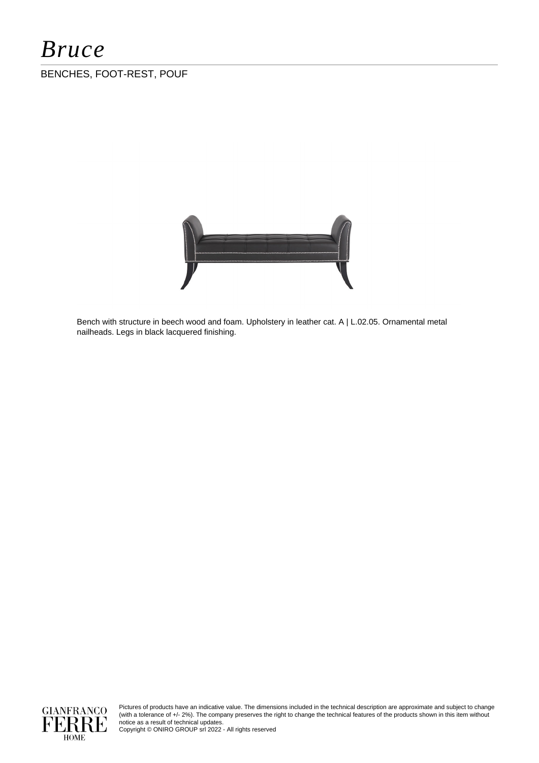# *Bruce*

BENCHES, FOOT-REST, POUF

Bench with structure in beech wood and foam. Upholstery in leather cat. A | L.02.05. Ornamental metal nailheads. Legs in black lacquered finishing.

Pictures of products have an indicative value. The dimensions included in the technical description are approximate and subject to change (with a tolerance of +/- 2%). The company preserves the right to change the technical features of the products shown in this item without notice as a result of technical updates.
Copyright © ONIRO GROUP srl 2022 - All rights reserved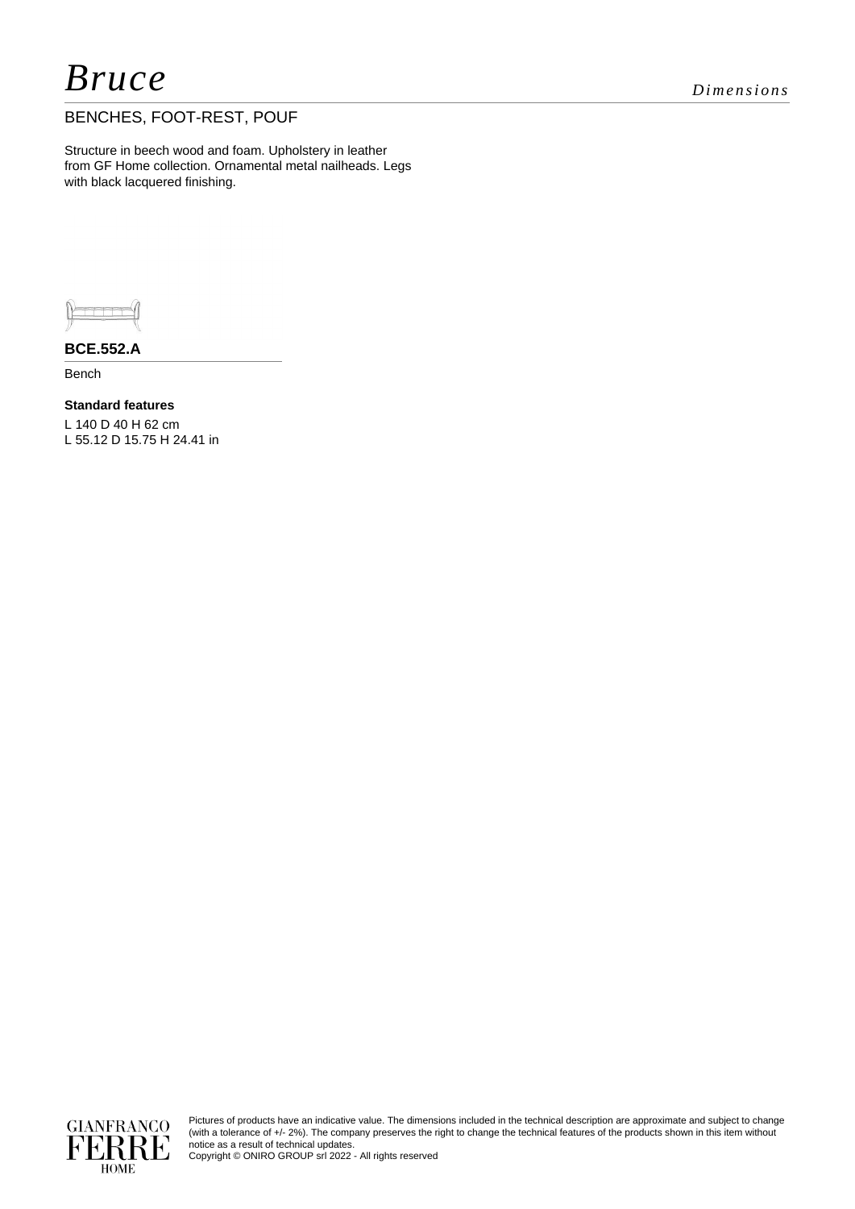# *Bruce*

*Dimensions*

## BENCHES, FOOT-REST, POUF

Structure in beech wood and foam. Upholstery in leather from GF Home collection. Ornamental metal nailheads. Legs with black lacquered finishing.

### BCE.552.A

Bench

**Standard features**

L 140 D 40 H 62 cm
L 55.12 D 15.75 H 24.41 in

GIANFRANCO FERRE HOME

Pictures of products have an indicative value. The dimensions included in the technical description are approximate and subject to change (with a tolerance of +/- 2%). The company preserves the right to change the technical features of the products shown in this item without notice as a result of technical updates.
Copyright © ONIRO GROUP srl 2022 - All rights reserved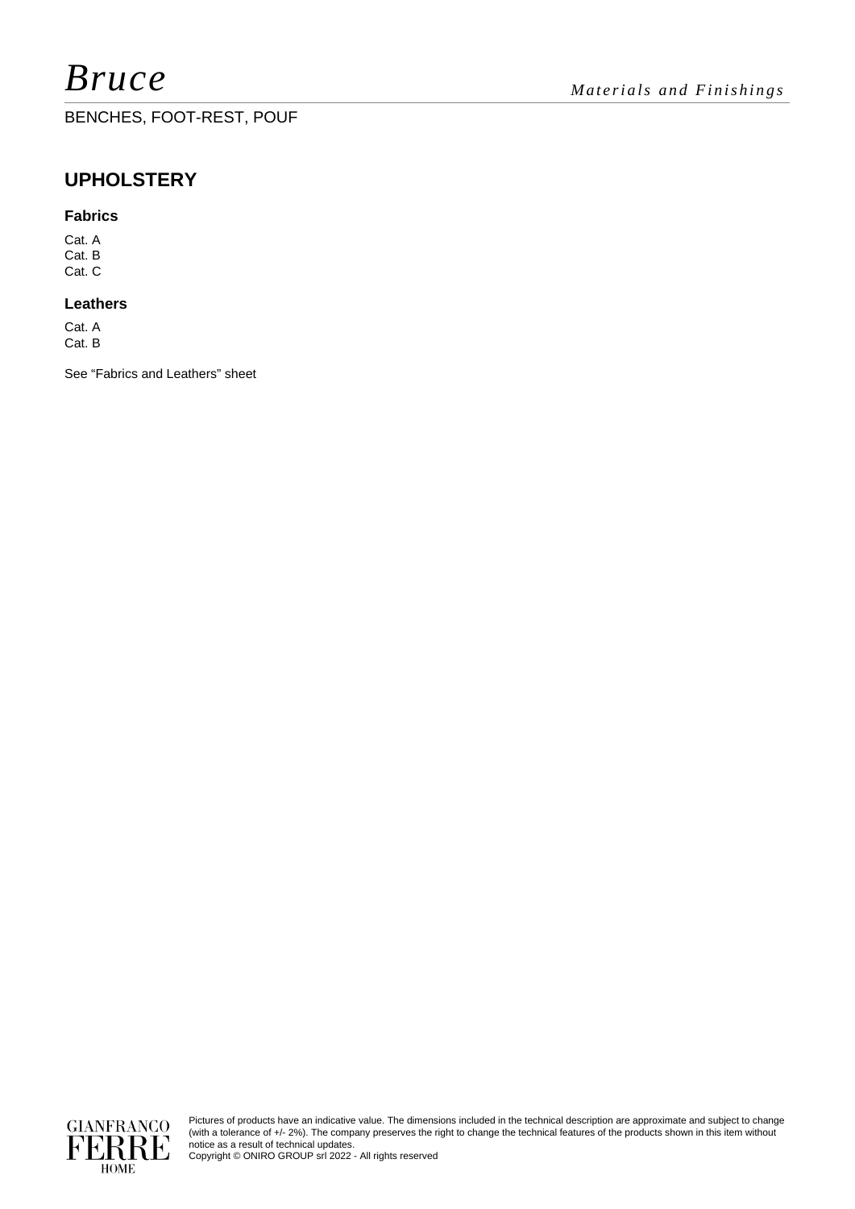# Bruce

*Materials and Finishings*

BENCHES, FOOT-REST, POUF

## UPHOLSTERY

### Fabrics

Cat. A
Cat. B
Cat. C

### Leathers

Cat. A
Cat. B

See “Fabrics and Leathers” sheet

Pictures of products have an indicative value. The dimensions included in the technical description are approximate and subject to change (with a tolerance of +/- 2%). The company preserves the right to change the technical features of the products shown in this item without notice as a result of technical updates.
Copyright © ONIRO GROUP srl 2022 - All rights reserved